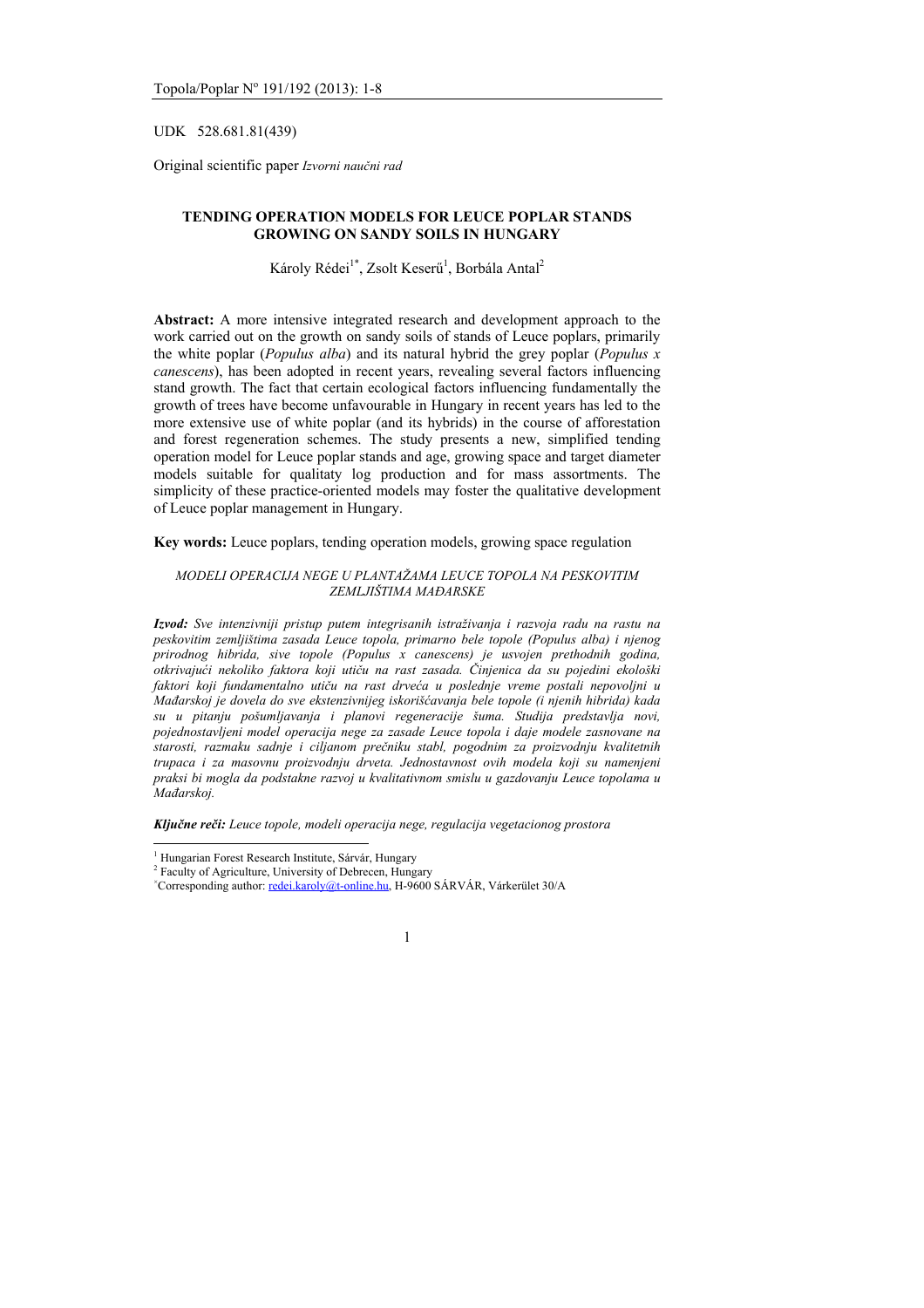UDK 528.681.81(439)

Original scientific paper *Izvorni naučni rad*

# TENDING OPERATION MODELS FOR LEUCE POPLAR STANDS GROWING ON SANDY SOILS IN HUNGARY

Károly Rédei[1*], Zsolt Keserű[1], Borbála Antal[2]

**Abstract:** A more intensive integrated research and development approach to the work carried out on the growth on sandy soils of stands of Leuce poplars, primarily the white poplar (*Populus alba*) and its natural hybrid the grey poplar (*Populus x canescens*), has been adopted in recent years, revealing several factors influencing stand growth. The fact that certain ecological factors influencing fundamentally the growth of trees have become unfavourable in Hungary in recent years has led to the more extensive use of white poplar (and its hybrids) in the course of afforestation and forest regeneration schemes. The study presents a new, simplified tending operation model for Leuce poplar stands and age, growing space and target diameter models suitable for qualitaty log production and for mass assortments. The simplicity of these practice-oriented models may foster the qualitative development of Leuce poplar management in Hungary.

**Key words:** Leuce poplars, tending operation models, growing space regulation

## *MODELI OPERACIJA NEGE U PLANTAŽAMA LEUCE TOPOLA NA PESKOVITIM ZEMLJIŠTIMA MAĐARSKE*

***Izvod:*** *Sve intenzivniji pristup putem integrisanih istraživanja i razvoja radu na rastu na peskovitim zemljištima zasada Leuce topola, primarno bele topole (Populus alba) i njenog prirodnog hibrida, sive topole (Populus x canescens) je usvojen prethodnih godina, otkrivajući nekoliko faktora koji utiču na rast zasada. Činjenica da su pojedini ekološki faktori koji fundamentalno utiču na rast drveća u poslednje vreme postali nepovoljni u Mađarskoj je dovela do sve ekstenzivnijeg iskorišćavanja bele topole (i njenih hibrida) kada su u pitanju pošumljavanja i planovi regeneracije šuma. Studija predstavlja novi, pojednostavljeni model operacija nege za zasade Leuce topola i daje modele zasnovane na starosti, razmaku sadnje i ciljanom prečniku stabl, pogodnim za proizvodnju kvalitetnih trupaca i za masovnu proizvodnju drveta. Jednostavnost ovih modela koji su namenjeni praksi bi mogla da podstakne razvoj u kvalitativnom smislu u gazdovanju Leuce topolama u Mađarskoj.*

***Ključne reči:*** *Leuce topole, modeli operacija nege, regulacija vegetacionog prostora*

---

[1] Hungarian Forest Research Institute, Sárvár, Hungary

[2] Faculty of Agriculture, University of Debrecen, Hungary

[*] Corresponding author: redei.karoly@t-online.hu, H-9600 SÁRVÁR, Várkerület 30/A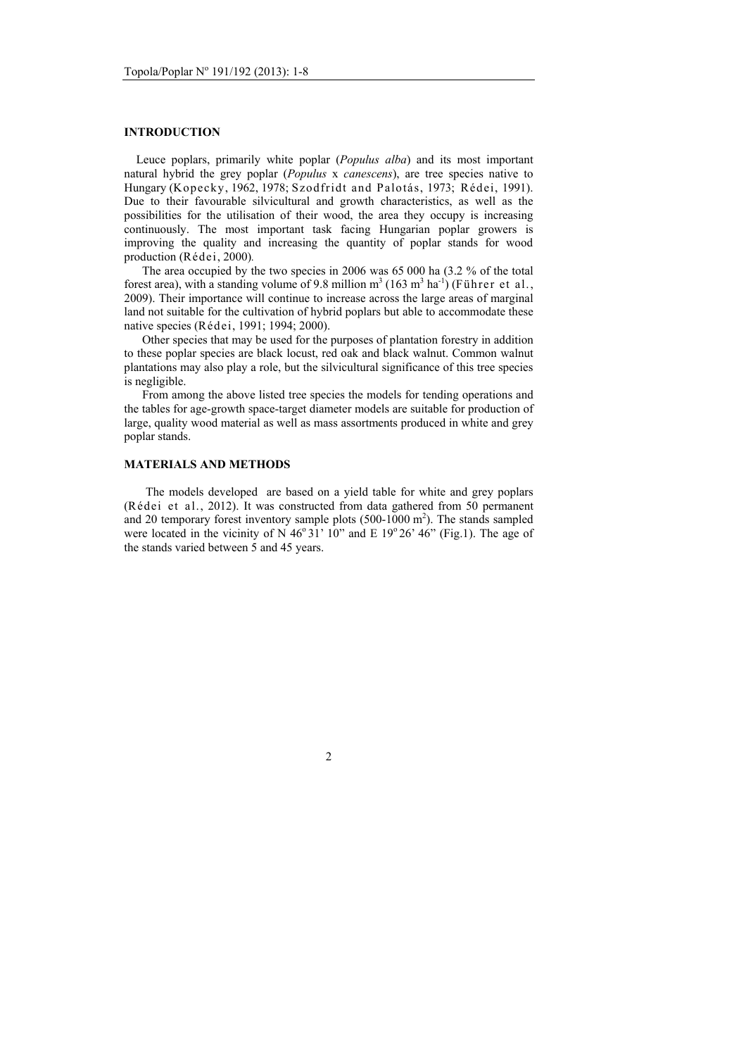## INTRODUCTION

Leuce poplars, primarily white poplar (*Populus alba*) and its most important natural hybrid the grey poplar (*Populus* x *canescens*), are tree species native to Hungary (Kopecky, 1962, 1978; Szodfridt and Palotás, 1973; Rédei, 1991). Due to their favourable silvicultural and growth characteristics, as well as the possibilities for the utilisation of their wood, the area they occupy is increasing continuously. The most important task facing Hungarian poplar growers is improving the quality and increasing the quantity of poplar stands for wood production (Rédei, 2000).

The area occupied by the two species in 2006 was 65 000 ha (3.2 % of the total forest area), with a standing volume of 9.8 million $m^3$ (163 $m^3$ $ha^{-1}$) (Führer et al., 2009). Their importance will continue to increase across the large areas of marginal land not suitable for the cultivation of hybrid poplars but able to accommodate these native species (Rédei, 1991; 1994; 2000).

Other species that may be used for the purposes of plantation forestry in addition to these poplar species are black locust, red oak and black walnut. Common walnut plantations may also play a role, but the silvicultural significance of this tree species is negligible.

From among the above listed tree species the models for tending operations and the tables for age-growth space-target diameter models are suitable for production of large, quality wood material as well as mass assortments produced in white and grey poplar stands.

## MATERIALS AND METHODS

The models developed are based on a yield table for white and grey poplars (Rédei et al., 2012). It was constructed from data gathered from 50 permanent and 20 temporary forest inventory sample plots (500-1000 $m^2$). The stands sampled were located in the vicinity of N 46° 31' 10" and E 19° 26' 46" (Fig.1). The age of the stands varied between 5 and 45 years.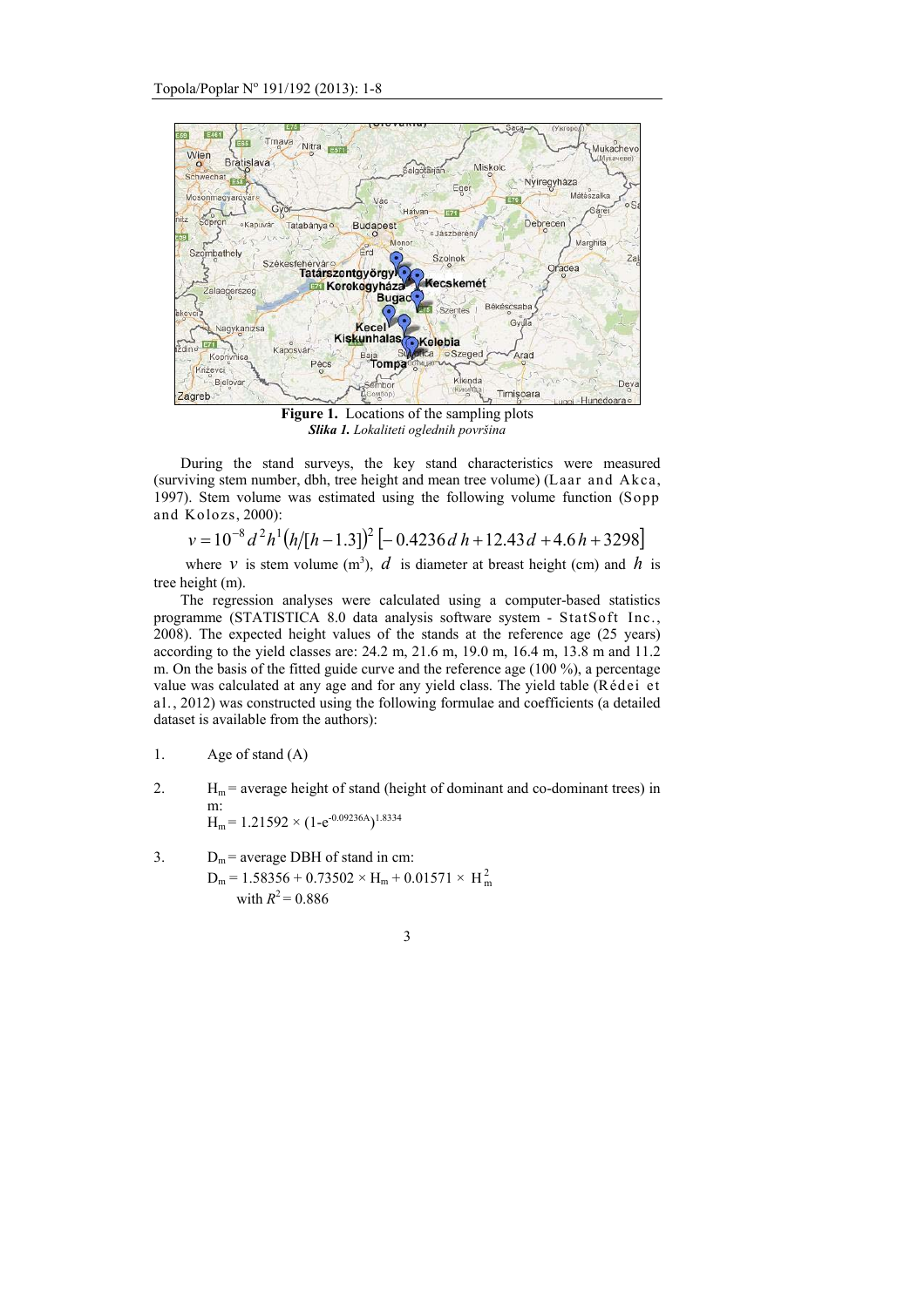**Figure 1.** Locations of the sampling plots
***Slika 1.*** *Lokaliteti oglednih površina*

During the stand surveys, the key stand characteristics were measured (surviving stem number, dbh, tree height and mean tree volume) (Laar and Akca, 1997). Stem volume was estimated using the following volume function (Sopp and Kolozs, 2000):

$$v = 10^{-8} d^2 h^1 (h/[h-1.3])^2 \left[-0.4236\, d\, h + 12.43\, d + 4.6\, h + 3298\right]$$

where $v$ is stem volume (m$^3$), $d$ is diameter at breast height (cm) and $h$ is tree height (m).

The regression analyses were calculated using a computer-based statistics programme (STATISTICA 8.0 data analysis software system - StatSoft Inc., 2008). The expected height values of the stands at the reference age (25 years) according to the yield classes are: 24.2 m, 21.6 m, 19.0 m, 16.4 m, 13.8 m and 11.2 m. On the basis of the fitted guide curve and the reference age (100 %), a percentage value was calculated at any age and for any yield class. The yield table (Rédei et al., 2012) was constructed using the following formulae and coefficients (a detailed dataset is available from the authors):

1. Age of stand (A)

2. $H_m$ = average height of stand (height of dominant and co-dominant trees) in m:
   $H_m = 1.21592 \times (1 - e^{-0.09236A})^{1.8334}$

3. $D_m$ = average DBH of stand in cm:
   $D_m = 1.58356 + 0.73502 \times H_m + 0.01571 \times H_m^2$
   with $R^2 = 0.886$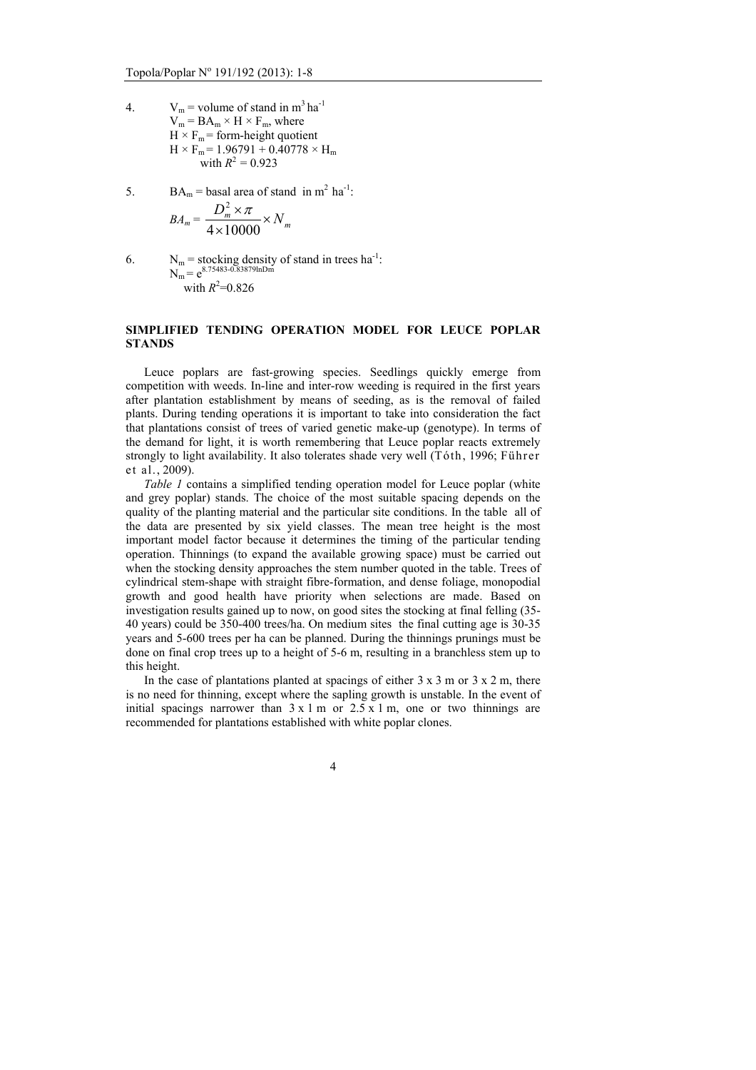4. $V_m$ = volume of stand in $m^3\,ha^{-1}$
   $V_m = BA_m \times H \times F_m$, where
   $H \times F_m$ = form-height quotient
   $H \times F_m = 1.96791 + 0.40778 \times H_m$
   with $R^2 = 0.923$

5. $BA_m$ = basal area of stand in $m^2\,ha^{-1}$:

$$BA_m = \frac{D_m^2 \times \pi}{4 \times 10000} \times N_m$$

6. $N_m$ = stocking density of stand in trees $ha^{-1}$:
   $N_m = e^{8.75483 - 0.83879 \ln Dm}$
   with $R^2 = 0.826$

## SIMPLIFIED TENDING OPERATION MODEL FOR LEUCE POPLAR STANDS

Leuce poplars are fast-growing species. Seedlings quickly emerge from competition with weeds. In-line and inter-row weeding is required in the first years after plantation establishment by means of seeding, as is the removal of failed plants. During tending operations it is important to take into consideration the fact that plantations consist of trees of varied genetic make-up (genotype). In terms of the demand for light, it is worth remembering that Leuce poplar reacts extremely strongly to light availability. It also tolerates shade very well (Tóth, 1996; Führer et al., 2009).

*Table 1* contains a simplified tending operation model for Leuce poplar (white and grey poplar) stands. The choice of the most suitable spacing depends on the quality of the planting material and the particular site conditions. In the table all of the data are presented by six yield classes. The mean tree height is the most important model factor because it determines the timing of the particular tending operation. Thinnings (to expand the available growing space) must be carried out when the stocking density approaches the stem number quoted in the table. Trees of cylindrical stem-shape with straight fibre-formation, and dense foliage, monopodial growth and good health have priority when selections are made. Based on investigation results gained up to now, on good sites the stocking at final felling (35-40 years) could be 350-400 trees/ha. On medium sites the final cutting age is 30-35 years and 5-600 trees per ha can be planned. During the thinnings prunings must be done on final crop trees up to a height of 5-6 m, resulting in a branchless stem up to this height.

In the case of plantations planted at spacings of either 3 x 3 m or 3 x 2 m, there is no need for thinning, except where the sapling growth is unstable. In the event of initial spacings narrower than 3 x 1 m or 2.5 x 1 m, one or two thinnings are recommended for plantations established with white poplar clones.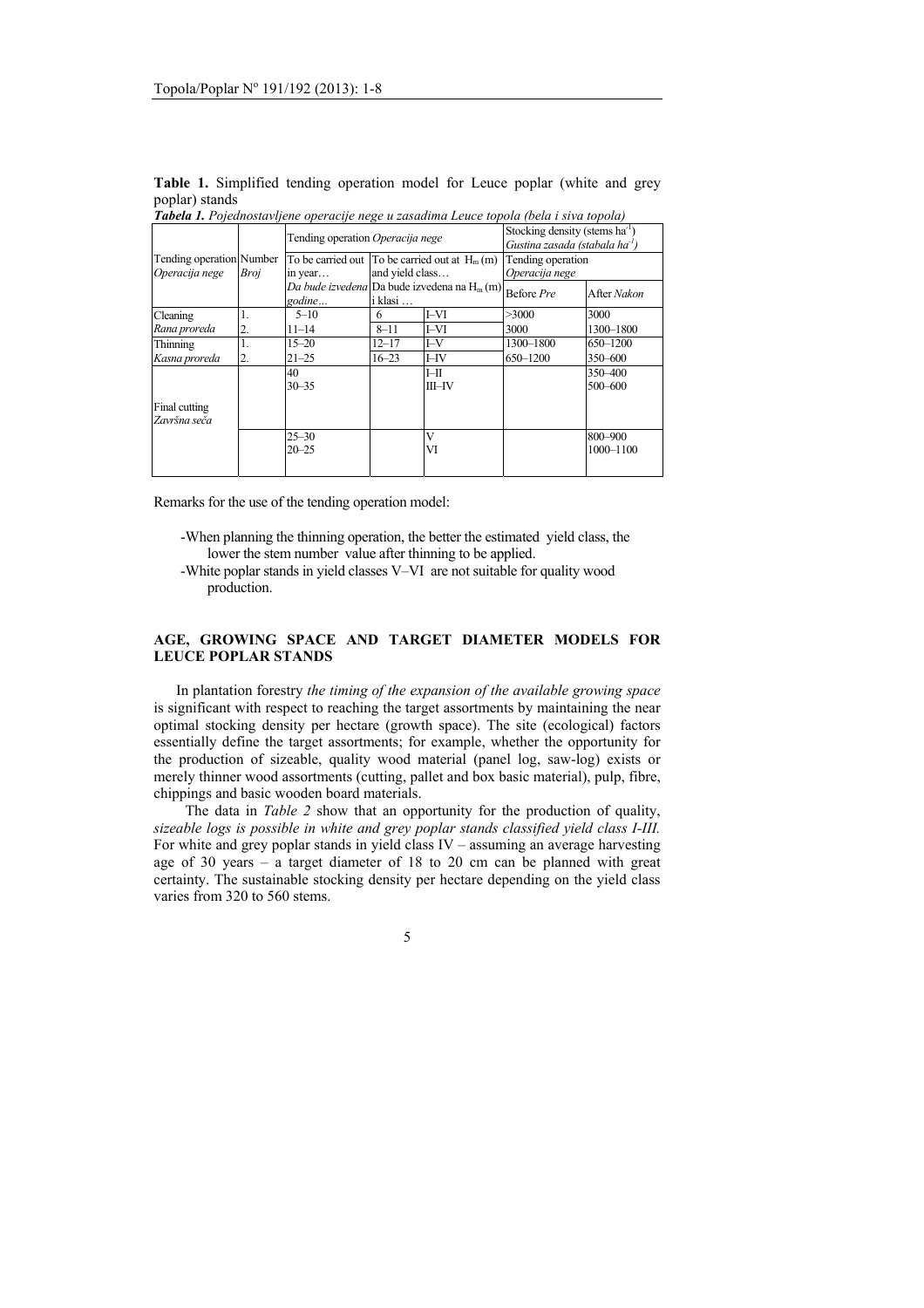**Table 1.** Simplified tending operation model for Leuce poplar (white and grey poplar) stands

***Tabela 1.*** *Pojednostavljene operacije nege u zasadima Leuce topola (bela i siva topola)*

| Tending operation *Operacija nege* | Number *Broj* | Tending operation *Operacija nege* | | | Stocking density (stems $ha^{-1}$) *Gustina zasada (stabala $ha^{-1}$)* | |
|---|---|---|---|---|---|---|
| | | To be carried out in year… *Da bude izvedena godine…* | To be carried out at $H_m$ (m) and yield class… *Da bude izvedena na $H_m$ (m) i klasi …* | | Tending operation *Operacija nege* | |
| | | | | | Before *Pre* | After *Nakon* |
| Cleaning *Rana proreda* | 1. | 5–10 | 6 | I–VI | >3000 | 3000 |
| | 2. | 11–14 | 8–11 | I–VI | 3000 | 1300–1800 |
| Thinning *Kasna proreda* | 1. | 15–20 | 12–17 | I–V | 1300–1800 | 650–1200 |
| | 2. | 21–25 | 16–23 | I–IV | 650–1200 | 350–600 |
| Final cutting *Završna seča* | | 40 | | I–II | | 350–400 |
| | | 30–35 | | III–IV | | 500–600 |
| | | 25–30 | | V | | 800–900 |
| | | 20–25 | | VI | | 1000–1100 |

Remarks for the use of the tending operation model:

- When planning the thinning operation, the better the estimated yield class, the lower the stem number value after thinning to be applied.
- White poplar stands in yield classes V–VI are not suitable for quality wood production.

## AGE, GROWING SPACE AND TARGET DIAMETER MODELS FOR LEUCE POPLAR STANDS

In plantation forestry *the timing of the expansion of the available growing space* is significant with respect to reaching the target assortments by maintaining the near optimal stocking density per hectare (growth space). The site (ecological) factors essentially define the target assortments; for example, whether the opportunity for the production of sizeable, quality wood material (panel log, saw-log) exists or merely thinner wood assortments (cutting, pallet and box basic material), pulp, fibre, chippings and basic wooden board materials.

The data in *Table 2* show that an opportunity for the production of quality, *sizeable logs is possible in white and grey poplar stands classified yield class I-III.* For white and grey poplar stands in yield class IV – assuming an average harvesting age of 30 years – a target diameter of 18 to 20 cm can be planned with great certainty. The sustainable stocking density per hectare depending on the yield class varies from 320 to 560 stems.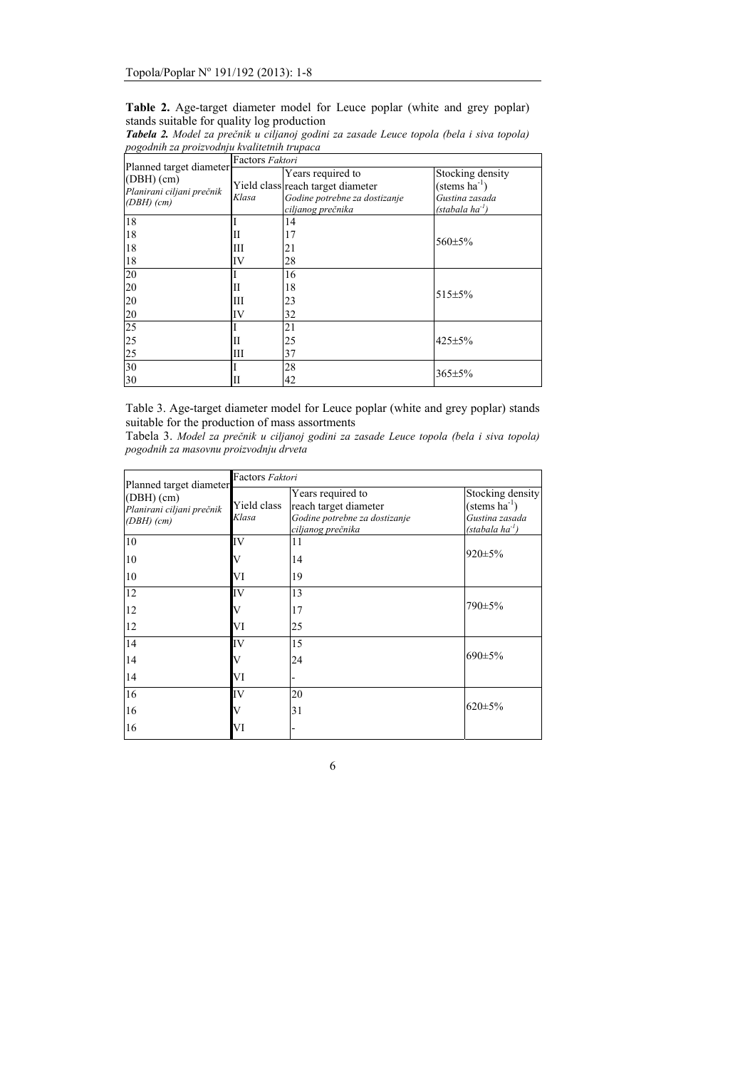**Table 2.** Age-target diameter model for Leuce poplar (white and grey poplar) stands suitable for quality log production

***Tabela 2.*** *Model za prečnik u ciljanoj godini za zasade Leuce topola (bela i siva topola) pogodnih za proizvodnju kvalitetnih trupaca*

| Planned target diameter (DBH) (cm) *Planirani ciljani prečnik (DBH) (cm)* | Factors *Faktori* | | |
|---|---|---|---|
| | Yield class *Klasa* | Years required to reach target diameter *Godine potrebne za dostizanje ciljanog prečnika* | Stocking density (stems $ha^{-1}$) *Gustina zasada (stabala $ha^{-1}$)* |
| 18 | I | 14 | 560±5% |
| 18 | II | 17 | |
| 18 | III | 21 | |
| 18 | IV | 28 | |
| 20 | I | 16 | 515±5% |
| 20 | II | 18 | |
| 20 | III | 23 | |
| 20 | IV | 32 | |
| 25 | I | 21 | 425±5% |
| 25 | II | 25 | |
| 25 | III | 37 | |
| 30 | I | 28 | 365±5% |
| 30 | II | 42 | |

Table 3. Age-target diameter model for Leuce poplar (white and grey poplar) stands suitable for the production of mass assortments

Tabela 3. *Model za prečnik u ciljanoj godini za zasade Leuce topola (bela i siva topola) pogodnih za masovnu proizvodnju drveta*

| Planned target diameter (DBH) (cm) *Planirani ciljani prečnik (DBH) (cm)* | Factors *Faktori* | | |
|---|---|---|---|
| | Yield class *Klasa* | Years required to reach target diameter *Godine potrebne za dostizanje ciljanog prečnika* | Stocking density (stems $ha^{-1}$) *Gustina zasada (stabala $ha^{-1}$)* |
| 10 | IV | 11 | 920±5% |
| 10 | V | 14 | |
| 10 | VI | 19 | |
| 12 | IV | 13 | 790±5% |
| 12 | V | 17 | |
| 12 | VI | 25 | |
| 14 | IV | 15 | 690±5% |
| 14 | V | 24 | |
| 14 | VI | - | |
| 16 | IV | 20 | 620±5% |
| 16 | V | 31 | |
| 16 | VI | - | |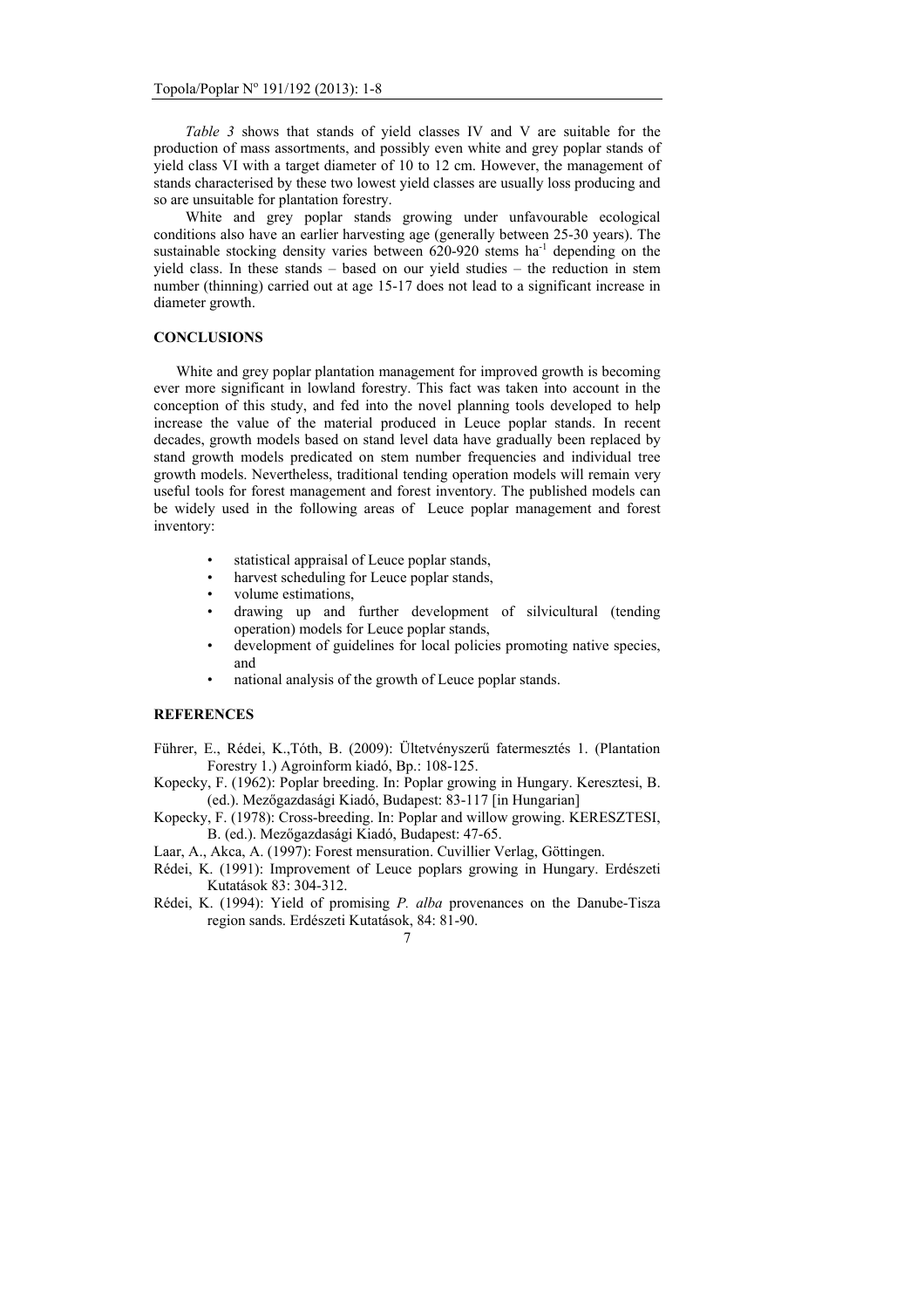*Table 3* shows that stands of yield classes IV and V are suitable for the production of mass assortments, and possibly even white and grey poplar stands of yield class VI with a target diameter of 10 to 12 cm. However, the management of stands characterised by these two lowest yield classes are usually loss producing and so are unsuitable for plantation forestry.

White and grey poplar stands growing under unfavourable ecological conditions also have an earlier harvesting age (generally between 25-30 years). The sustainable stocking density varies between 620-920 stems $ha^{-1}$ depending on the yield class. In these stands – based on our yield studies – the reduction in stem number (thinning) carried out at age 15-17 does not lead to a significant increase in diameter growth.

## CONCLUSIONS

White and grey poplar plantation management for improved growth is becoming ever more significant in lowland forestry. This fact was taken into account in the conception of this study, and fed into the novel planning tools developed to help increase the value of the material produced in Leuce poplar stands. In recent decades, growth models based on stand level data have gradually been replaced by stand growth models predicated on stem number frequencies and individual tree growth models. Nevertheless, traditional tending operation models will remain very useful tools for forest management and forest inventory. The published models can be widely used in the following areas of Leuce poplar management and forest inventory:

- statistical appraisal of Leuce poplar stands,
- harvest scheduling for Leuce poplar stands,
- volume estimations,
- drawing up and further development of silvicultural (tending operation) models for Leuce poplar stands,
- development of guidelines for local policies promoting native species, and
- national analysis of the growth of Leuce poplar stands.

## REFERENCES

Führer, E., Rédei, K.,Tóth, B. (2009): Ültetvényszerű fatermesztés 1. (Plantation Forestry 1.) Agroinform kiadó, Bp.: 108-125.

Kopecky, F. (1962): Poplar breeding. In: Poplar growing in Hungary. Keresztesi, B. (ed.). Mezőgazdasági Kiadó, Budapest: 83-117 [in Hungarian]

Kopecky, F. (1978): Cross-breeding. In: Poplar and willow growing. KERESZTESI, B. (ed.). Mezőgazdasági Kiadó, Budapest: 47-65.

Laar, A., Akca, A. (1997): Forest mensuration. Cuvillier Verlag, Göttingen.

Rédei, K. (1991): Improvement of Leuce poplars growing in Hungary. Erdészeti Kutatások 83: 304-312.

Rédei, K. (1994): Yield of promising *P. alba* provenances on the Danube-Tisza region sands. Erdészeti Kutatások, 84: 81-90.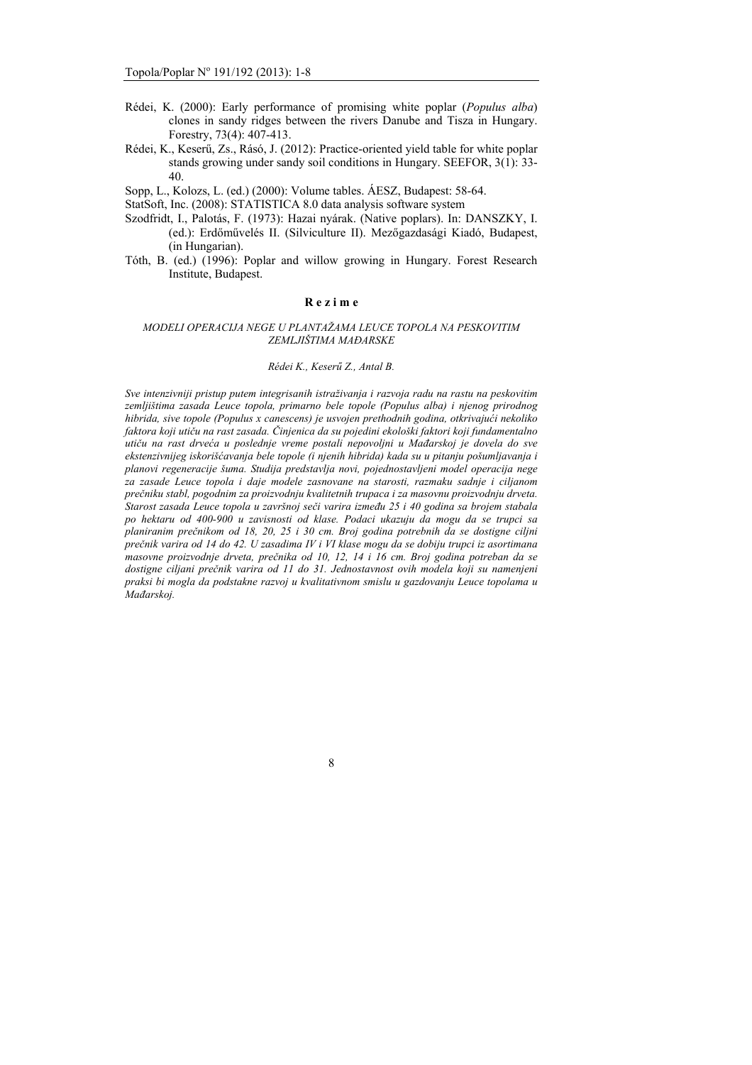Rédei, K. (2000): Early performance of promising white poplar (*Populus alba*) clones in sandy ridges between the rivers Danube and Tisza in Hungary. Forestry, 73(4): 407-413.

Rédei, K., Keserű, Zs., Rásó, J. (2012): Practice-oriented yield table for white poplar stands growing under sandy soil conditions in Hungary. SEEFOR, 3(1): 33-40.

Sopp, L., Kolozs, L. (ed.) (2000): Volume tables. ÁESZ, Budapest: 58-64.

StatSoft, Inc. (2008): STATISTICA 8.0 data analysis software system

Szodfridt, I., Palotás, F. (1973): Hazai nyárak. (Native poplars). In: DANSZKY, I. (ed.): Erdőművelés II. (Silviculture II). Mezőgazdasági Kiadó, Budapest, (in Hungarian).

Tóth, B. (ed.) (1996): Poplar and willow growing in Hungary. Forest Research Institute, Budapest.

## Rezime

*MODELI OPERACIJA NEGE U PLANTAŽAMA LEUCE TOPOLA NA PESKOVITIM ZEMLJIŠTIMA MAĐARSKE*

*Rédei K., Keserű Z., Antal B.*

*Sve intenzivniji pristup putem integrisanih istraživanja i razvoja radu na rastu na peskovitim zemljištima zasada Leuce topola, primarno bele topole (Populus alba) i njenog prirodnog hibrida, sive topole (Populus x canescens) je usvojen prethodnih godina, otkrivajući nekoliko faktora koji utiču na rast zasada. Činjenica da su pojedini ekološki faktori koji fundamentalno utiču na rast drveća u poslednje vreme postali nepovoljni u Mađarskoj je dovela do sve ekstenzivnijeg iskorišćavanja bele topole (i njenih hibrida) kada su u pitanju pošumljavanja i planovi regeneracije šuma. Studija predstavlja novi, pojednostavljeni model operacija nege za zasade Leuce topola i daje modele zasnovane na starosti, razmaku sadnje i ciljanom prečniku stabl, pogodnim za proizvodnju kvalitetnih trupaca i za masovnu proizvodnju drveta. Starost zasada Leuce topola u završnoj seči varira između 25 i 40 godina sa brojem stabala po hektaru od 400-900 u zavisnosti od klase. Podaci ukazuju da mogu da se trupci sa planiranim prečnikom od 18, 20, 25 i 30 cm. Broj godina potrebnih da se dostigne ciljni prečnik varira od 14 do 42. U zasadima IV i VI klase mogu da se dobiju trupci iz asortimana masovne proizvodnje drveta, prečnika od 10, 12, 14 i 16 cm. Broj godina potreban da se dostigne ciljani prečnik varira od 11 do 31. Jednostavnost ovih modela koji su namenjeni praksi bi mogla da podstakne razvoj u kvalitativnom smislu u gazdovanju Leuce topolama u Mađarskoj.*